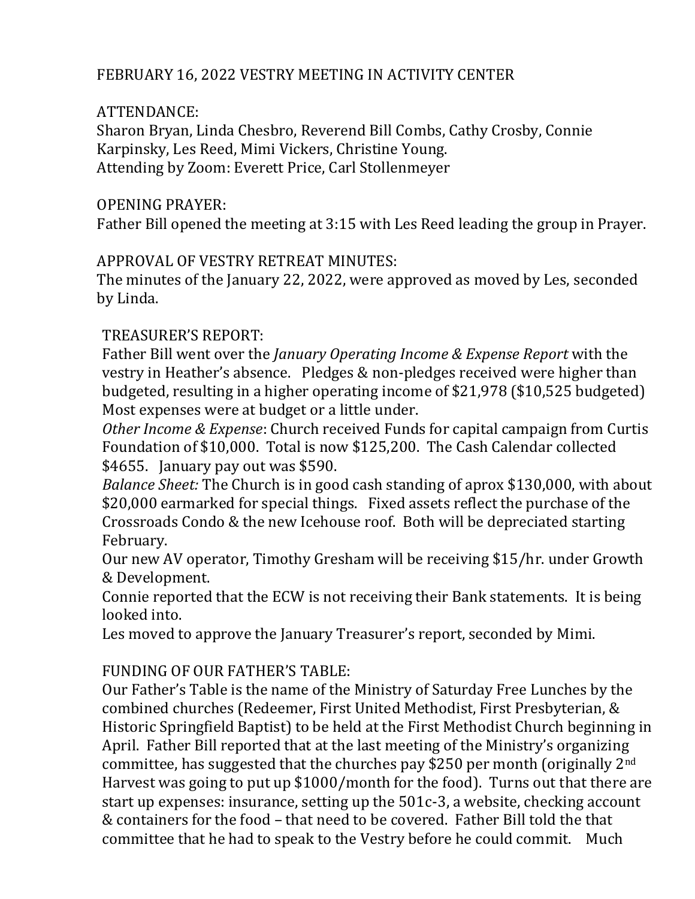FEBRUARY 16, 2022 VESTRY MEETING IN ACTIVITY CENTER

ATTENDANCE:
Sharon Bryan, Linda Chesbro, Reverend Bill Combs, Cathy Crosby, Connie Karpinsky, Les Reed, Mimi Vickers, Christine Young.
Attending by Zoom: Everett Price, Carl Stollenmeyer

OPENING PRAYER:
Father Bill opened the meeting at 3:15 with Les Reed leading the group in Prayer.

APPROVAL OF VESTRY RETREAT MINUTES:
The minutes of the January 22, 2022, were approved as moved by Les, seconded by Linda.

TREASURER'S REPORT:
Father Bill went over the *January Operating Income & Expense Report* with the vestry in Heather's absence. Pledges & non-pledges received were higher than budgeted, resulting in a higher operating income of $21,978 ($10,525 budgeted) Most expenses were at budget or a little under.
*Other Income & Expense*: Church received Funds for capital campaign from Curtis Foundation of $10,000. Total is now $125,200. The Cash Calendar collected $4655. January pay out was $590.
*Balance Sheet:* The Church is in good cash standing of aprox $130,000, with about $20,000 earmarked for special things. Fixed assets reflect the purchase of the Crossroads Condo & the new Icehouse roof. Both will be depreciated starting February.
Our new AV operator, Timothy Gresham will be receiving $15/hr. under Growth & Development.
Connie reported that the ECW is not receiving their Bank statements. It is being looked into.
Les moved to approve the January Treasurer's report, seconded by Mimi.

FUNDING OF OUR FATHER'S TABLE:
Our Father's Table is the name of the Ministry of Saturday Free Lunches by the combined churches (Redeemer, First United Methodist, First Presbyterian, & Historic Springfield Baptist) to be held at the First Methodist Church beginning in April. Father Bill reported that at the last meeting of the Ministry's organizing committee, has suggested that the churches pay $250 per month (originally 2nd Harvest was going to put up $1000/month for the food). Turns out that there are start up expenses: insurance, setting up the 501c-3, a website, checking account & containers for the food – that need to be covered. Father Bill told the that committee that he had to speak to the Vestry before he could commit. Much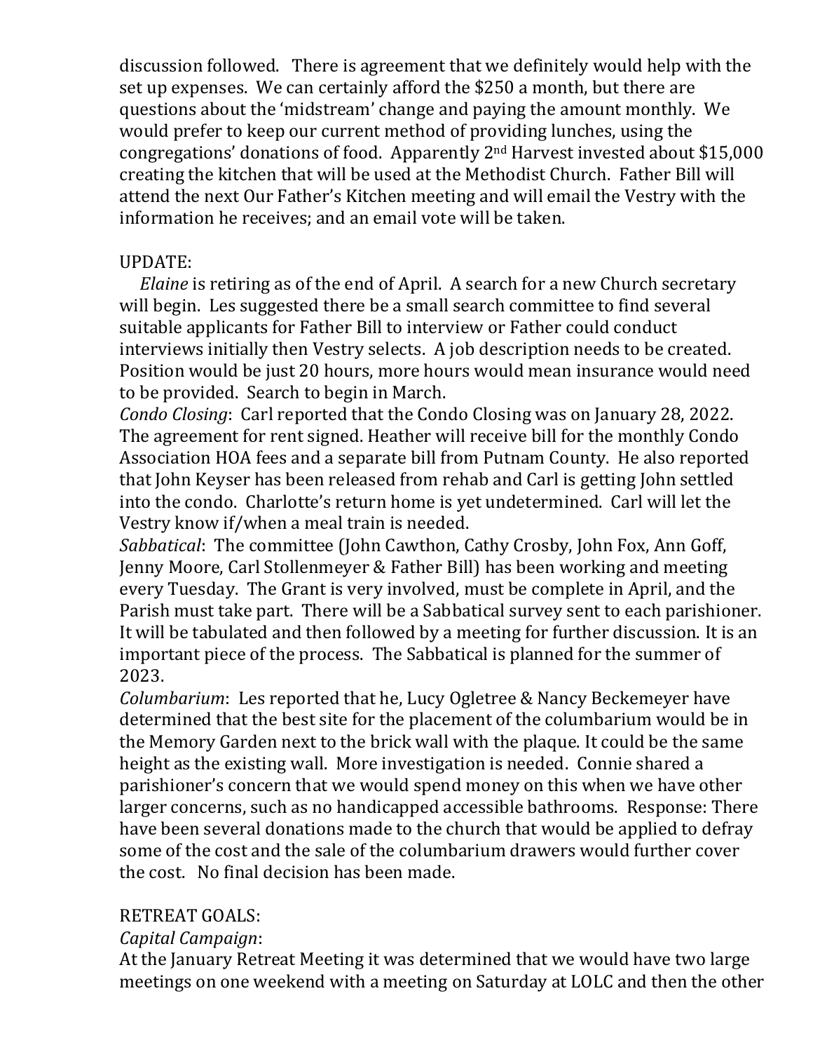discussion followed. There is agreement that we definitely would help with the set up expenses. We can certainly afford the $250 a month, but there are questions about the 'midstream' change and paying the amount monthly. We would prefer to keep our current method of providing lunches, using the congregations' donations of food. Apparently 2nd Harvest invested about $15,000 creating the kitchen that will be used at the Methodist Church. Father Bill will attend the next Our Father's Kitchen meeting and will email the Vestry with the information he receives; and an email vote will be taken.

UPDATE:

*Elaine* is retiring as of the end of April. A search for a new Church secretary will begin. Les suggested there be a small search committee to find several suitable applicants for Father Bill to interview or Father could conduct interviews initially then Vestry selects. A job description needs to be created. Position would be just 20 hours, more hours would mean insurance would need to be provided. Search to begin in March.

*Condo Closing*: Carl reported that the Condo Closing was on January 28, 2022. The agreement for rent signed. Heather will receive bill for the monthly Condo Association HOA fees and a separate bill from Putnam County. He also reported that John Keyser has been released from rehab and Carl is getting John settled into the condo. Charlotte's return home is yet undetermined. Carl will let the Vestry know if/when a meal train is needed.

*Sabbatical*: The committee (John Cawthon, Cathy Crosby, John Fox, Ann Goff, Jenny Moore, Carl Stollenmeyer & Father Bill) has been working and meeting every Tuesday. The Grant is very involved, must be complete in April, and the Parish must take part. There will be a Sabbatical survey sent to each parishioner. It will be tabulated and then followed by a meeting for further discussion. It is an important piece of the process. The Sabbatical is planned for the summer of 2023.

*Columbarium*: Les reported that he, Lucy Ogletree & Nancy Beckemeyer have determined that the best site for the placement of the columbarium would be in the Memory Garden next to the brick wall with the plaque. It could be the same height as the existing wall. More investigation is needed. Connie shared a parishioner's concern that we would spend money on this when we have other larger concerns, such as no handicapped accessible bathrooms. Response: There have been several donations made to the church that would be applied to defray some of the cost and the sale of the columbarium drawers would further cover the cost. No final decision has been made.

RETREAT GOALS:

*Capital Campaign*:

At the January Retreat Meeting it was determined that we would have two large meetings on one weekend with a meeting on Saturday at LOLC and then the other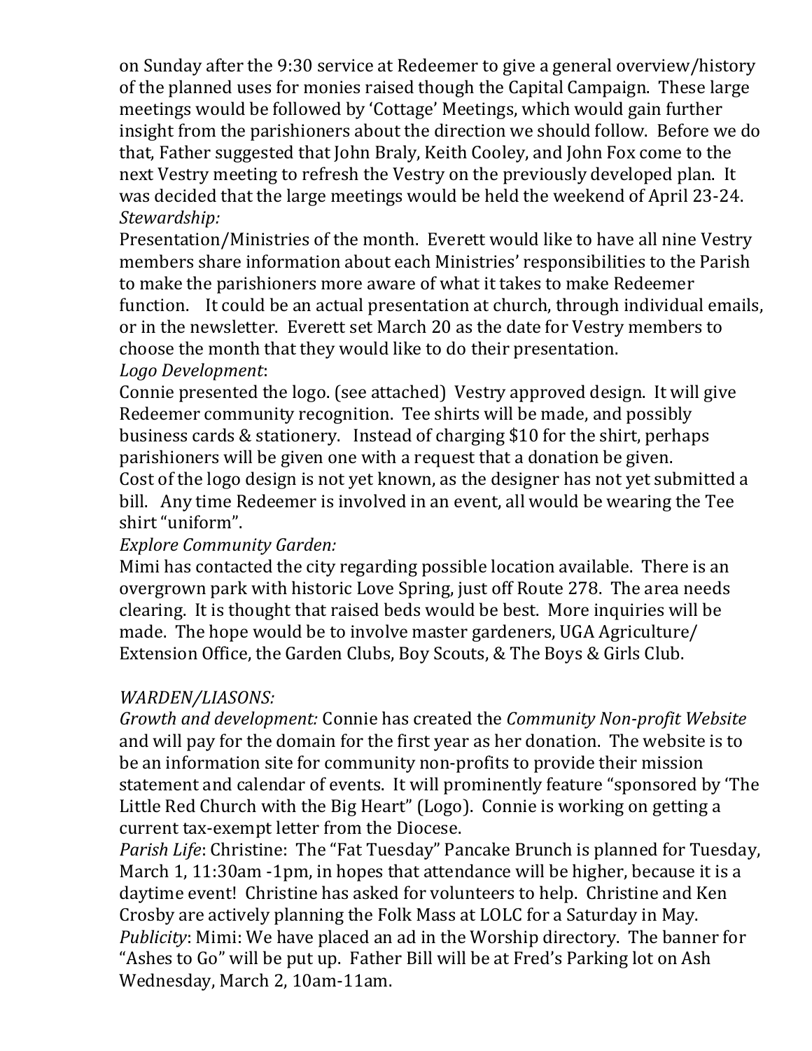on Sunday after the 9:30 service at Redeemer to give a general overview/history of the planned uses for monies raised though the Capital Campaign. These large meetings would be followed by 'Cottage' Meetings, which would gain further insight from the parishioners about the direction we should follow. Before we do that, Father suggested that John Braly, Keith Cooley, and John Fox come to the next Vestry meeting to refresh the Vestry on the previously developed plan. It was decided that the large meetings would be held the weekend of April 23-24.

*Stewardship:*

Presentation/Ministries of the month. Everett would like to have all nine Vestry members share information about each Ministries' responsibilities to the Parish to make the parishioners more aware of what it takes to make Redeemer function. It could be an actual presentation at church, through individual emails, or in the newsletter. Everett set March 20 as the date for Vestry members to choose the month that they would like to do their presentation.

*Logo Development*:

Connie presented the logo. (see attached) Vestry approved design. It will give Redeemer community recognition. Tee shirts will be made, and possibly business cards & stationery. Instead of charging $10 for the shirt, perhaps parishioners will be given one with a request that a donation be given.
Cost of the logo design is not yet known, as the designer has not yet submitted a bill. Any time Redeemer is involved in an event, all would be wearing the Tee shirt "uniform".

*Explore Community Garden:*

Mimi has contacted the city regarding possible location available. There is an overgrown park with historic Love Spring, just off Route 278. The area needs clearing. It is thought that raised beds would be best. More inquiries will be made. The hope would be to involve master gardeners, UGA Agriculture/ Extension Office, the Garden Clubs, Boy Scouts, & The Boys & Girls Club.

*WARDEN/LIASONS:*

*Growth and development:* Connie has created the *Community Non-profit Website* and will pay for the domain for the first year as her donation. The website is to be an information site for community non-profits to provide their mission statement and calendar of events. It will prominently feature "sponsored by 'The Little Red Church with the Big Heart" (Logo). Connie is working on getting a current tax-exempt letter from the Diocese.

*Parish Life*: Christine: The "Fat Tuesday" Pancake Brunch is planned for Tuesday, March 1, 11:30am -1pm, in hopes that attendance will be higher, because it is a daytime event! Christine has asked for volunteers to help. Christine and Ken Crosby are actively planning the Folk Mass at LOLC for a Saturday in May.

*Publicity*: Mimi: We have placed an ad in the Worship directory. The banner for "Ashes to Go" will be put up. Father Bill will be at Fred's Parking lot on Ash Wednesday, March 2, 10am-11am.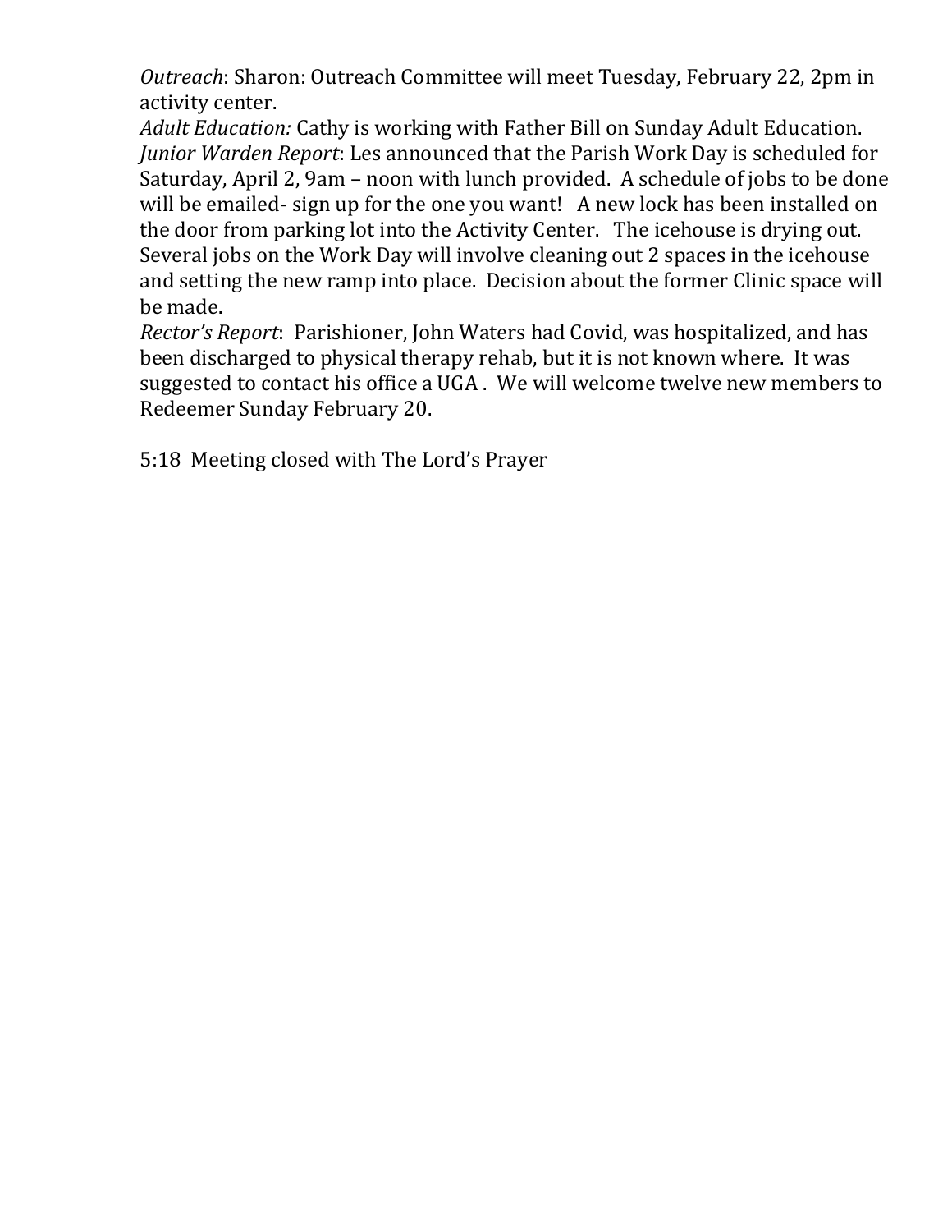*Outreach*: Sharon: Outreach Committee will meet Tuesday, February 22, 2pm in activity center.
*Adult Education:* Cathy is working with Father Bill on Sunday Adult Education.
*Junior Warden Report*: Les announced that the Parish Work Day is scheduled for Saturday, April 2, 9am – noon with lunch provided. A schedule of jobs to be done will be emailed- sign up for the one you want! A new lock has been installed on the door from parking lot into the Activity Center. The icehouse is drying out. Several jobs on the Work Day will involve cleaning out 2 spaces in the icehouse and setting the new ramp into place. Decision about the former Clinic space will be made.
*Rector's Report*: Parishioner, John Waters had Covid, was hospitalized, and has been discharged to physical therapy rehab, but it is not known where. It was suggested to contact his office a UGA . We will welcome twelve new members to Redeemer Sunday February 20.

5:18 Meeting closed with The Lord's Prayer